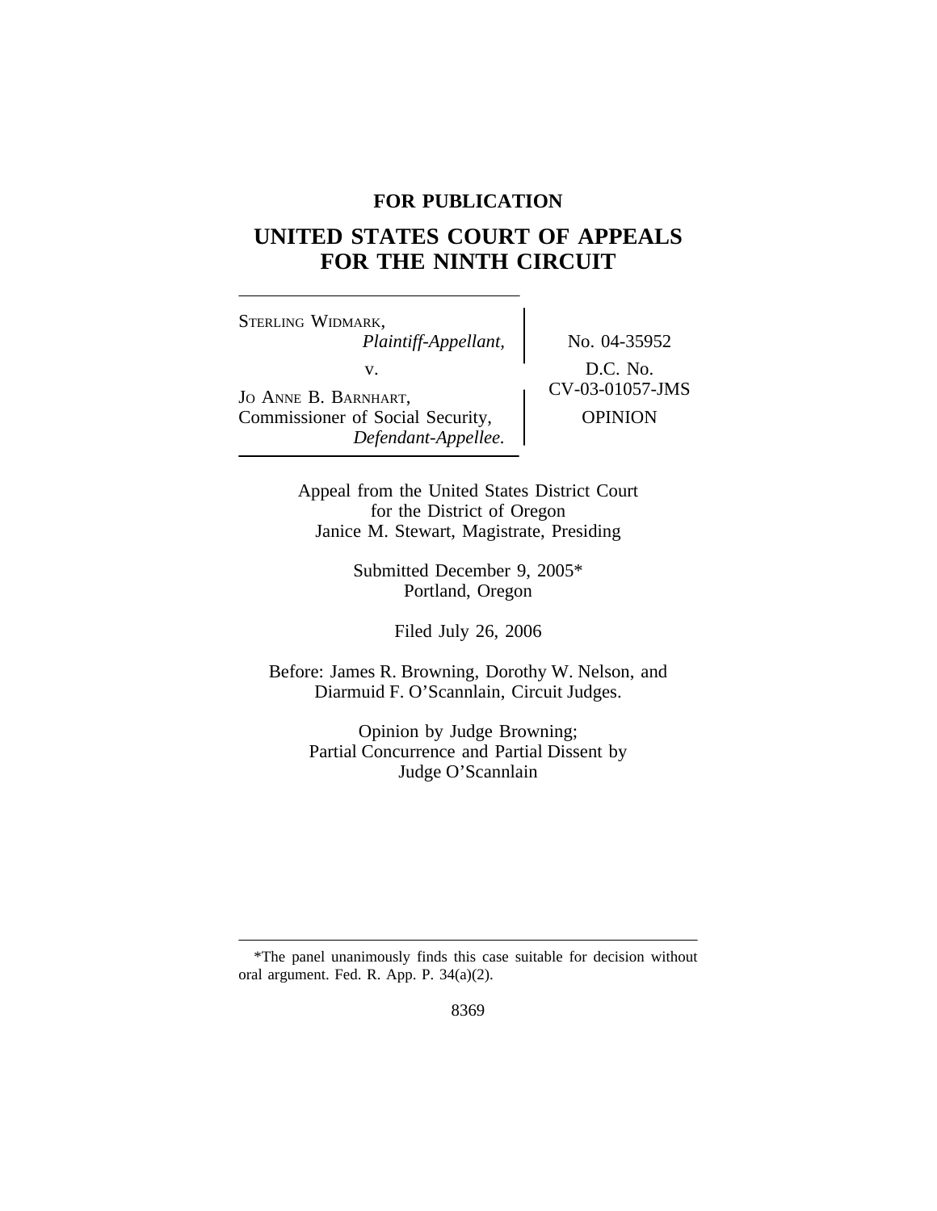**FOR PUBLICATION**

# UNITED STATES COURT OF APPEALS FOR THE NINTH CIRCUIT

| | |
|---|---|
| STERLING WIDMARK, *Plaintiff-Appellant,* v. JO ANNE B. BARNHART, Commissioner of Social Security, *Defendant-Appellee.* | No. 04-35952 D.C. No. CV-03-01057-JMS OPINION |

Appeal from the United States District Court for the District of Oregon
Janice M. Stewart, Magistrate, Presiding

Submitted December 9, 2005*
Portland, Oregon

Filed July 26, 2006

Before: James R. Browning, Dorothy W. Nelson, and Diarmuid F. O'Scannlain, Circuit Judges.

Opinion by Judge Browning;
Partial Concurrence and Partial Dissent by Judge O'Scannlain

*The panel unanimously finds this case suitable for decision without oral argument. Fed. R. App. P. 34(a)(2).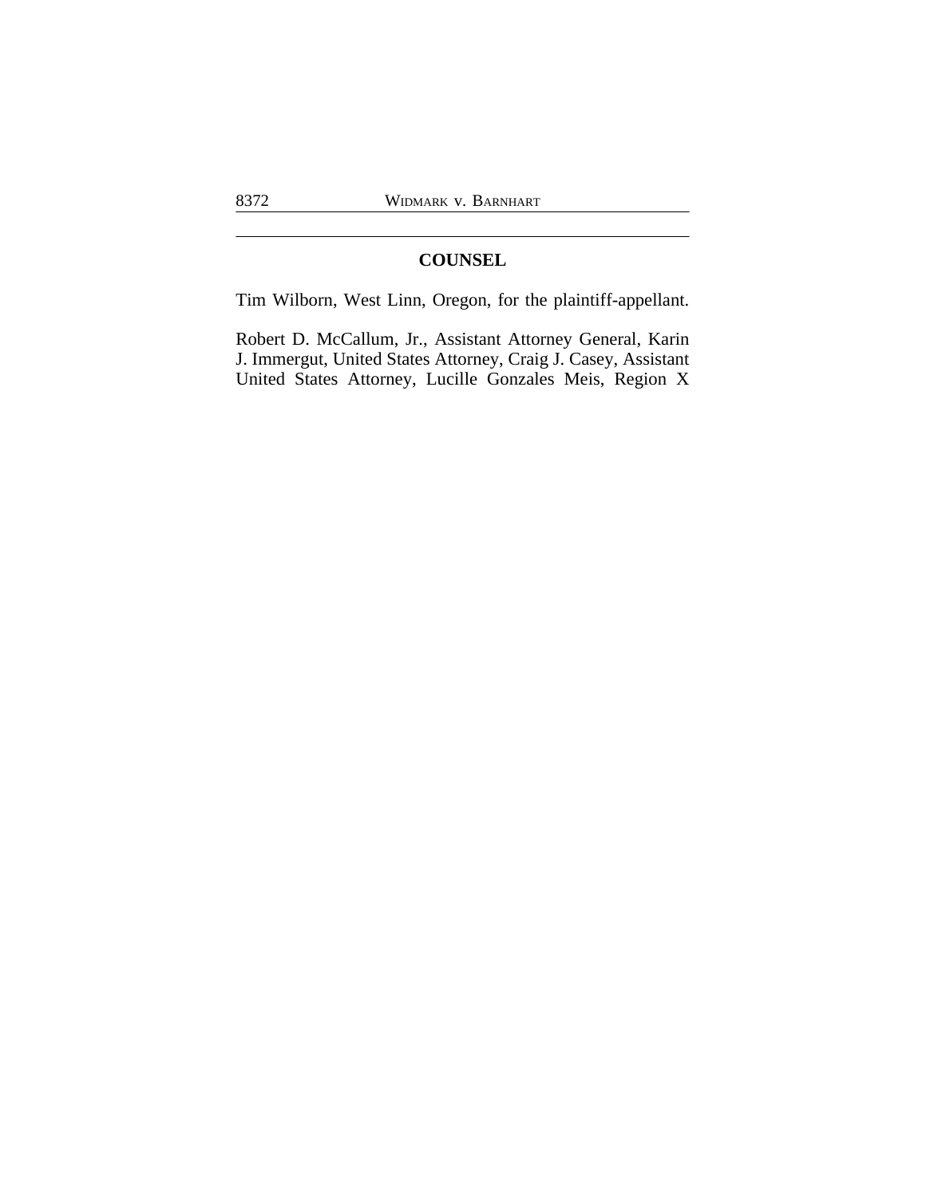## COUNSEL

Tim Wilborn, West Linn, Oregon, for the plaintiff-appellant.

Robert D. McCallum, Jr., Assistant Attorney General, Karin J. Immergut, United States Attorney, Craig J. Casey, Assistant United States Attorney, Lucille Gonzales Meis, Region X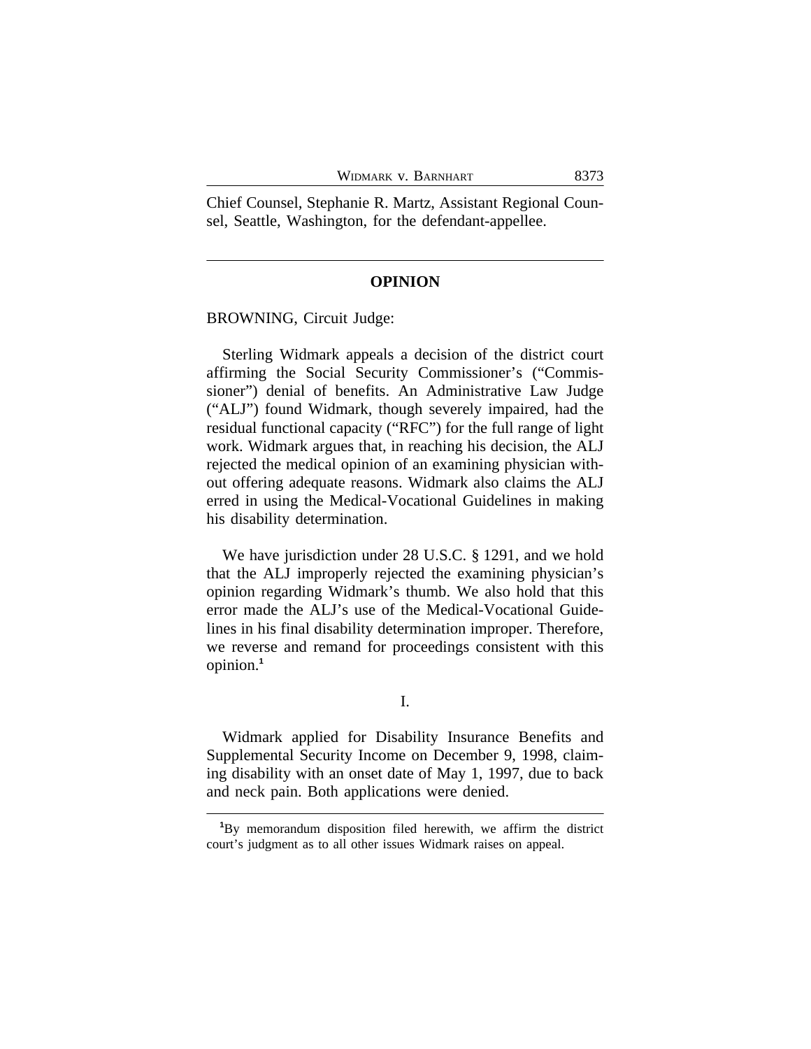Chief Counsel, Stephanie R. Martz, Assistant Regional Counsel, Seattle, Washington, for the defendant-appellee.

---

## OPINION

BROWNING, Circuit Judge:

Sterling Widmark appeals a decision of the district court affirming the Social Security Commissioner's ("Commissioner") denial of benefits. An Administrative Law Judge ("ALJ") found Widmark, though severely impaired, had the residual functional capacity ("RFC") for the full range of light work. Widmark argues that, in reaching his decision, the ALJ rejected the medical opinion of an examining physician without offering adequate reasons. Widmark also claims the ALJ erred in using the Medical-Vocational Guidelines in making his disability determination.

We have jurisdiction under 28 U.S.C. § 1291, and we hold that the ALJ improperly rejected the examining physician's opinion regarding Widmark's thumb. We also hold that this error made the ALJ's use of the Medical-Vocational Guidelines in his final disability determination improper. Therefore, we reverse and remand for proceedings consistent with this opinion.[1]

I.

Widmark applied for Disability Insurance Benefits and Supplemental Security Income on December 9, 1998, claiming disability with an onset date of May 1, 1997, due to back and neck pain. Both applications were denied.

---

[1]By memorandum disposition filed herewith, we affirm the district court's judgment as to all other issues Widmark raises on appeal.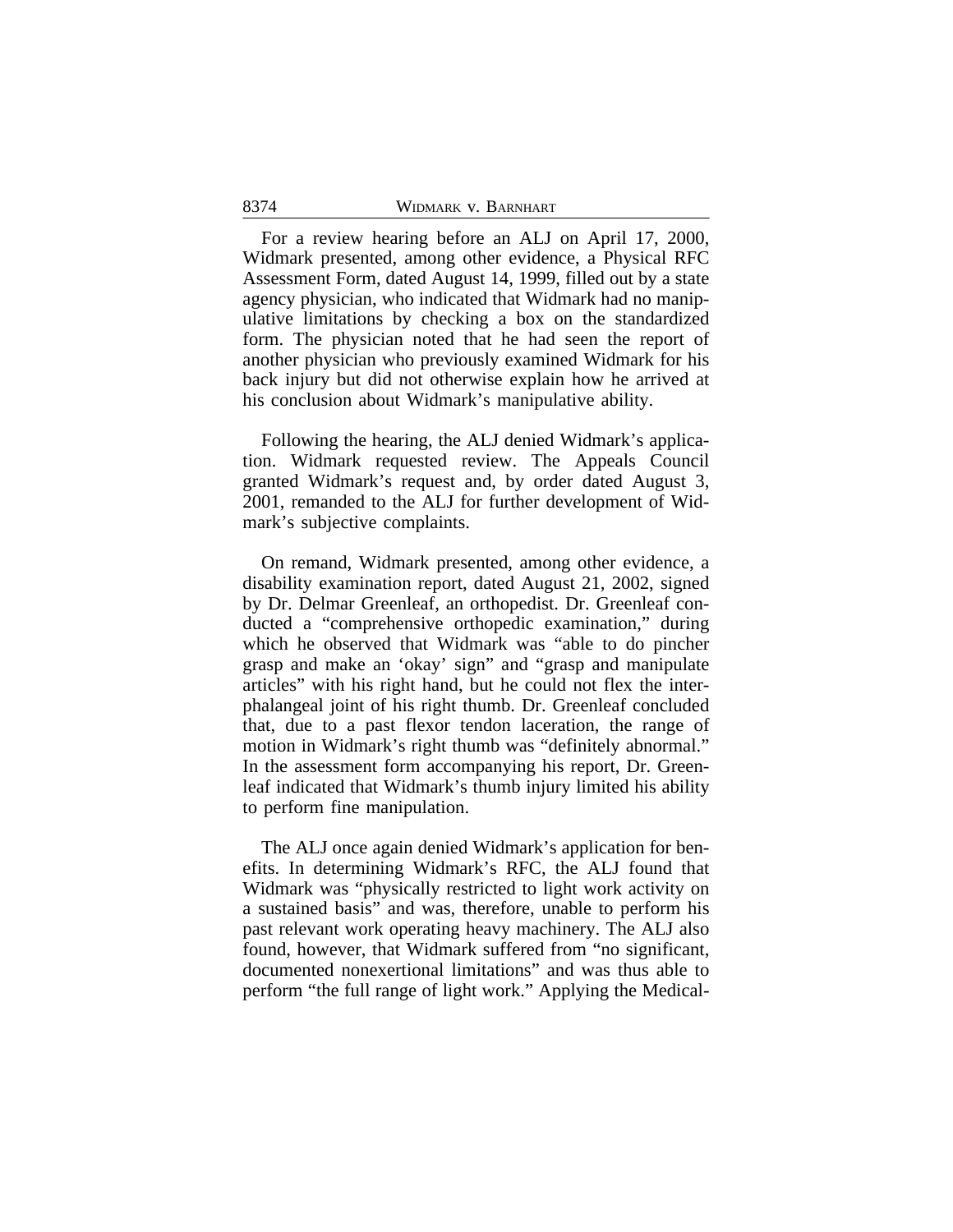For a review hearing before an ALJ on April 17, 2000, Widmark presented, among other evidence, a Physical RFC Assessment Form, dated August 14, 1999, filled out by a state agency physician, who indicated that Widmark had no manipulative limitations by checking a box on the standardized form. The physician noted that he had seen the report of another physician who previously examined Widmark for his back injury but did not otherwise explain how he arrived at his conclusion about Widmark's manipulative ability.

Following the hearing, the ALJ denied Widmark's application. Widmark requested review. The Appeals Council granted Widmark's request and, by order dated August 3, 2001, remanded to the ALJ for further development of Widmark's subjective complaints.

On remand, Widmark presented, among other evidence, a disability examination report, dated August 21, 2002, signed by Dr. Delmar Greenleaf, an orthopedist. Dr. Greenleaf conducted a "comprehensive orthopedic examination," during which he observed that Widmark was "able to do pincher grasp and make an 'okay' sign" and "grasp and manipulate articles" with his right hand, but he could not flex the interphalangeal joint of his right thumb. Dr. Greenleaf concluded that, due to a past flexor tendon laceration, the range of motion in Widmark's right thumb was "definitely abnormal." In the assessment form accompanying his report, Dr. Greenleaf indicated that Widmark's thumb injury limited his ability to perform fine manipulation.

The ALJ once again denied Widmark's application for benefits. In determining Widmark's RFC, the ALJ found that Widmark was "physically restricted to light work activity on a sustained basis" and was, therefore, unable to perform his past relevant work operating heavy machinery. The ALJ also found, however, that Widmark suffered from "no significant, documented nonexertional limitations" and was thus able to perform "the full range of light work." Applying the Medical-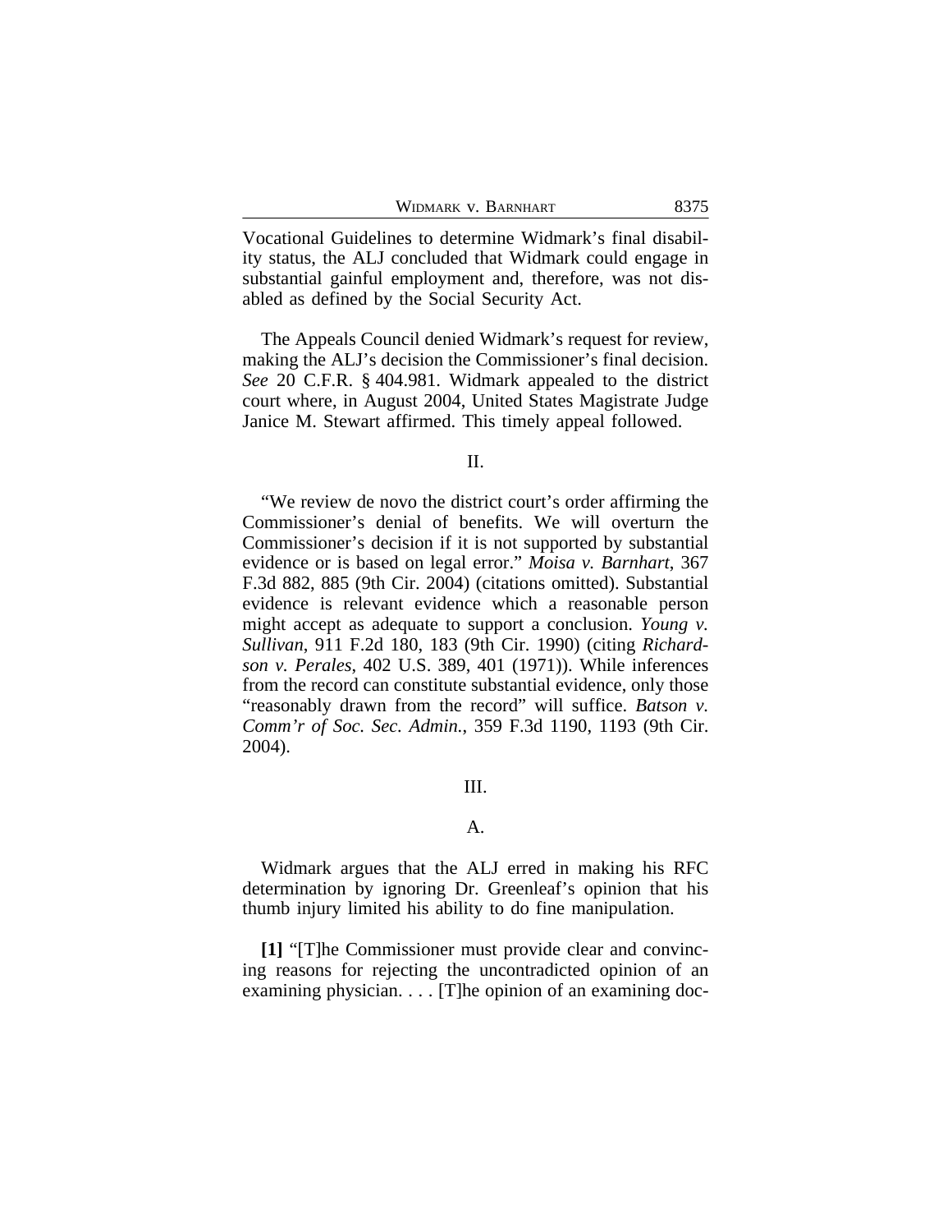Vocational Guidelines to determine Widmark's final disability status, the ALJ concluded that Widmark could engage in substantial gainful employment and, therefore, was not disabled as defined by the Social Security Act.

The Appeals Council denied Widmark's request for review, making the ALJ's decision the Commissioner's final decision. *See* 20 C.F.R. § 404.981. Widmark appealed to the district court where, in August 2004, United States Magistrate Judge Janice M. Stewart affirmed. This timely appeal followed.

## II.

"We review de novo the district court's order affirming the Commissioner's denial of benefits. We will overturn the Commissioner's decision if it is not supported by substantial evidence or is based on legal error." *Moisa v. Barnhart*, 367 F.3d 882, 885 (9th Cir. 2004) (citations omitted). Substantial evidence is relevant evidence which a reasonable person might accept as adequate to support a conclusion. *Young v. Sullivan*, 911 F.2d 180, 183 (9th Cir. 1990) (citing *Richardson v. Perales*, 402 U.S. 389, 401 (1971)). While inferences from the record can constitute substantial evidence, only those "reasonably drawn from the record" will suffice. *Batson v. Comm'r of Soc. Sec. Admin.*, 359 F.3d 1190, 1193 (9th Cir. 2004).

## III.

### A.

Widmark argues that the ALJ erred in making his RFC determination by ignoring Dr. Greenleaf's opinion that his thumb injury limited his ability to do fine manipulation.

**[1]** "[T]he Commissioner must provide clear and convincing reasons for rejecting the uncontradicted opinion of an examining physician. . . . [T]he opinion of an examining doc-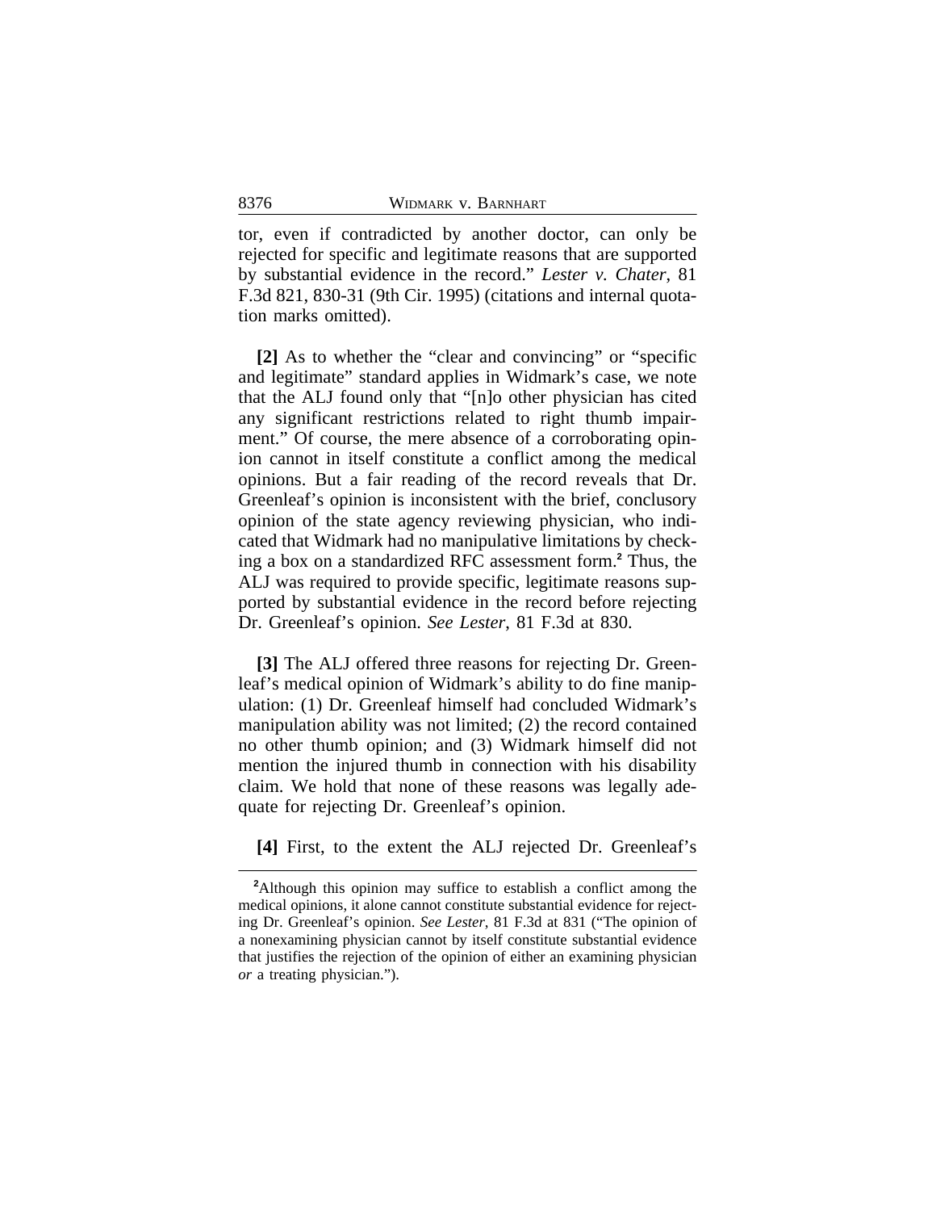tor, even if contradicted by another doctor, can only be rejected for specific and legitimate reasons that are supported by substantial evidence in the record." *Lester v. Chater*, 81 F.3d 821, 830-31 (9th Cir. 1995) (citations and internal quotation marks omitted).

**[2]** As to whether the "clear and convincing" or "specific and legitimate" standard applies in Widmark's case, we note that the ALJ found only that "[n]o other physician has cited any significant restrictions related to right thumb impairment." Of course, the mere absence of a corroborating opinion cannot in itself constitute a conflict among the medical opinions. But a fair reading of the record reveals that Dr. Greenleaf's opinion is inconsistent with the brief, conclusory opinion of the state agency reviewing physician, who indicated that Widmark had no manipulative limitations by checking a box on a standardized RFC assessment form.[2] Thus, the ALJ was required to provide specific, legitimate reasons supported by substantial evidence in the record before rejecting Dr. Greenleaf's opinion. *See Lester*, 81 F.3d at 830.

**[3]** The ALJ offered three reasons for rejecting Dr. Greenleaf's medical opinion of Widmark's ability to do fine manipulation: (1) Dr. Greenleaf himself had concluded Widmark's manipulation ability was not limited; (2) the record contained no other thumb opinion; and (3) Widmark himself did not mention the injured thumb in connection with his disability claim. We hold that none of these reasons was legally adequate for rejecting Dr. Greenleaf's opinion.

**[4]** First, to the extent the ALJ rejected Dr. Greenleaf's

---

[2]Although this opinion may suffice to establish a conflict among the medical opinions, it alone cannot constitute substantial evidence for rejecting Dr. Greenleaf's opinion. *See Lester*, 81 F.3d at 831 ("The opinion of a nonexamining physician cannot by itself constitute substantial evidence that justifies the rejection of the opinion of either an examining physician *or* a treating physician.").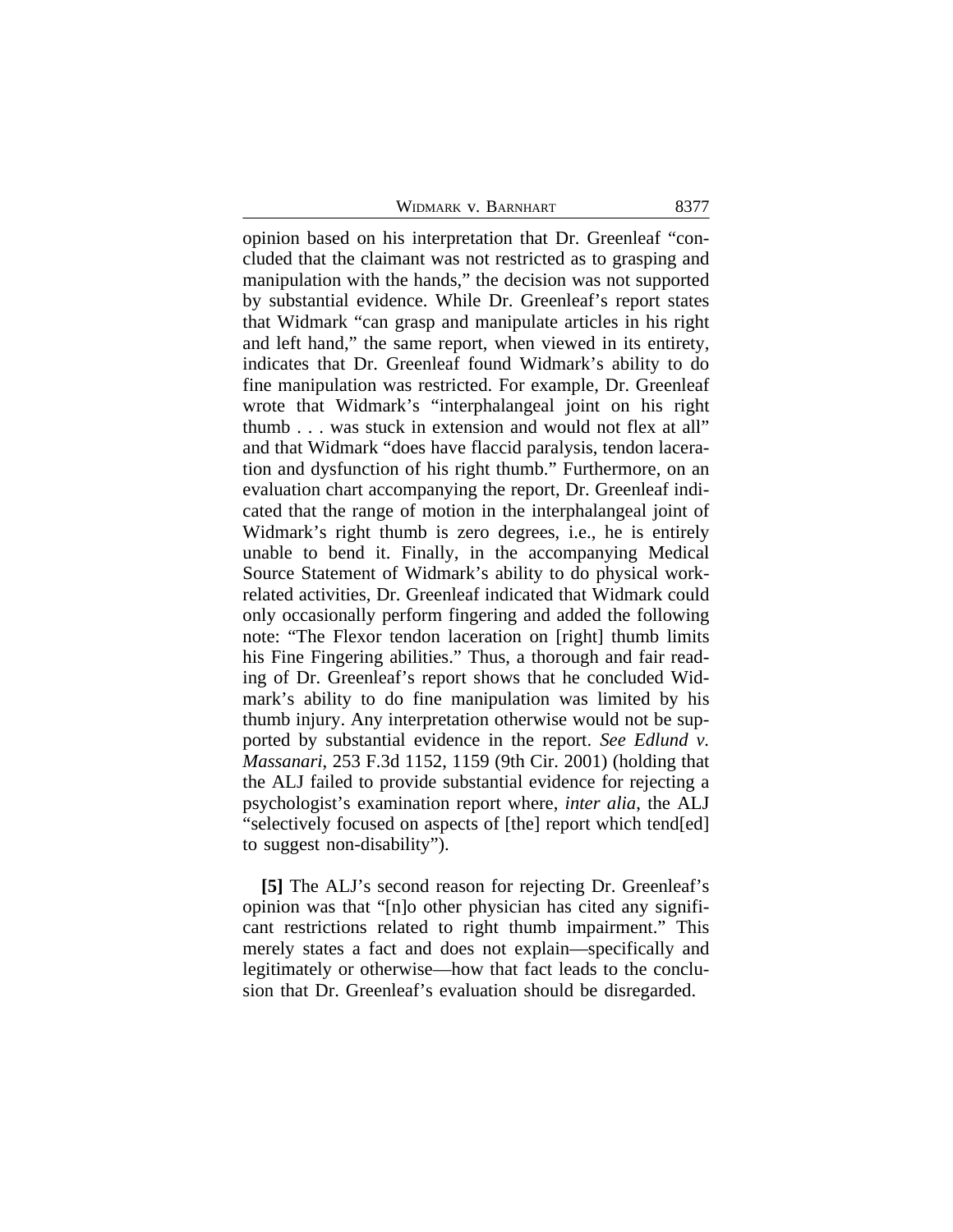opinion based on his interpretation that Dr. Greenleaf "concluded that the claimant was not restricted as to grasping and manipulation with the hands," the decision was not supported by substantial evidence. While Dr. Greenleaf's report states that Widmark "can grasp and manipulate articles in his right and left hand," the same report, when viewed in its entirety, indicates that Dr. Greenleaf found Widmark's ability to do fine manipulation was restricted. For example, Dr. Greenleaf wrote that Widmark's "interphalangeal joint on his right thumb . . . was stuck in extension and would not flex at all" and that Widmark "does have flaccid paralysis, tendon laceration and dysfunction of his right thumb." Furthermore, on an evaluation chart accompanying the report, Dr. Greenleaf indicated that the range of motion in the interphalangeal joint of Widmark's right thumb is zero degrees, i.e., he is entirely unable to bend it. Finally, in the accompanying Medical Source Statement of Widmark's ability to do physical work-related activities, Dr. Greenleaf indicated that Widmark could only occasionally perform fingering and added the following note: "The Flexor tendon laceration on [right] thumb limits his Fine Fingering abilities." Thus, a thorough and fair reading of Dr. Greenleaf's report shows that he concluded Widmark's ability to do fine manipulation was limited by his thumb injury. Any interpretation otherwise would not be supported by substantial evidence in the report. *See Edlund v. Massanari*, 253 F.3d 1152, 1159 (9th Cir. 2001) (holding that the ALJ failed to provide substantial evidence for rejecting a psychologist's examination report where, *inter alia*, the ALJ "selectively focused on aspects of [the] report which tend[ed] to suggest non-disability").

**[5]** The ALJ's second reason for rejecting Dr. Greenleaf's opinion was that "[n]o other physician has cited any significant restrictions related to right thumb impairment." This merely states a fact and does not explain—specifically and legitimately or otherwise—how that fact leads to the conclusion that Dr. Greenleaf's evaluation should be disregarded.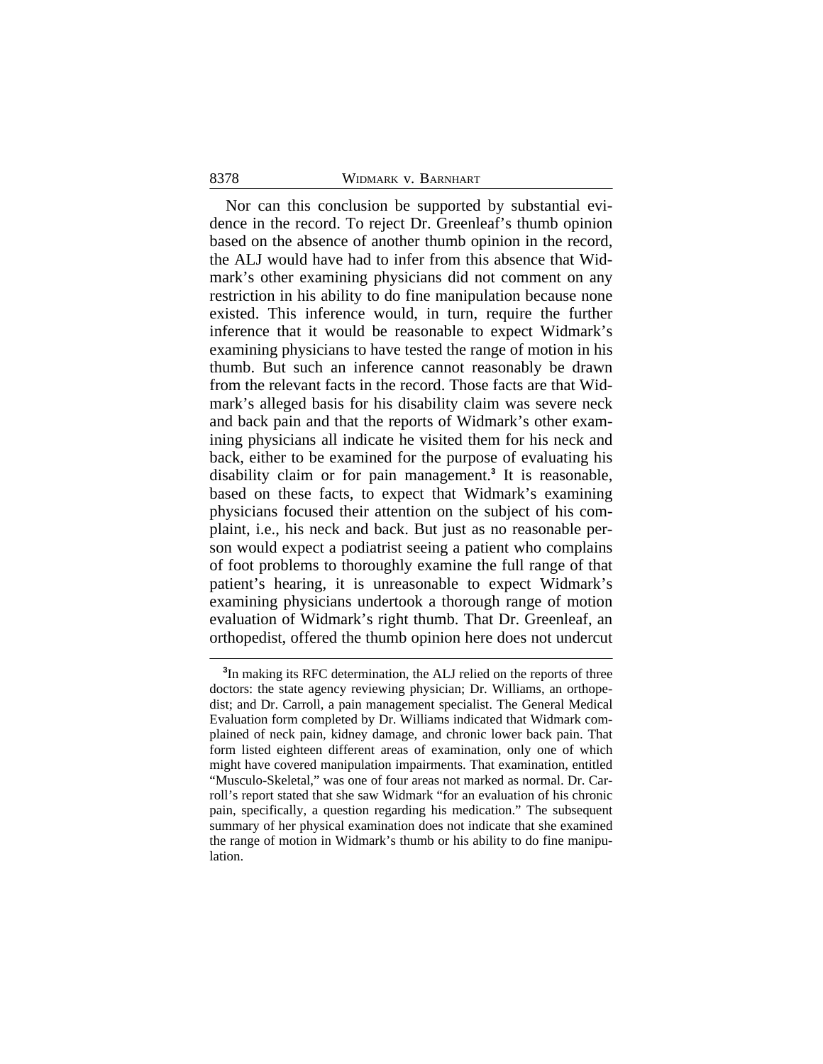Nor can this conclusion be supported by substantial evidence in the record. To reject Dr. Greenleaf's thumb opinion based on the absence of another thumb opinion in the record, the ALJ would have had to infer from this absence that Widmark's other examining physicians did not comment on any restriction in his ability to do fine manipulation because none existed. This inference would, in turn, require the further inference that it would be reasonable to expect Widmark's examining physicians to have tested the range of motion in his thumb. But such an inference cannot reasonably be drawn from the relevant facts in the record. Those facts are that Widmark's alleged basis for his disability claim was severe neck and back pain and that the reports of Widmark's other examining physicians all indicate he visited them for his neck and back, either to be examined for the purpose of evaluating his disability claim or for pain management.[3] It is reasonable, based on these facts, to expect that Widmark's examining physicians focused their attention on the subject of his complaint, i.e., his neck and back. But just as no reasonable person would expect a podiatrist seeing a patient who complains of foot problems to thoroughly examine the full range of that patient's hearing, it is unreasonable to expect Widmark's examining physicians undertook a thorough range of motion evaluation of Widmark's right thumb. That Dr. Greenleaf, an orthopedist, offered the thumb opinion here does not undercut

[3] In making its RFC determination, the ALJ relied on the reports of three doctors: the state agency reviewing physician; Dr. Williams, an orthopedist; and Dr. Carroll, a pain management specialist. The General Medical Evaluation form completed by Dr. Williams indicated that Widmark complained of neck pain, kidney damage, and chronic lower back pain. That form listed eighteen different areas of examination, only one of which might have covered manipulation impairments. That examination, entitled "Musculo-Skeletal," was one of four areas not marked as normal. Dr. Carroll's report stated that she saw Widmark "for an evaluation of his chronic pain, specifically, a question regarding his medication." The subsequent summary of her physical examination does not indicate that she examined the range of motion in Widmark's thumb or his ability to do fine manipulation.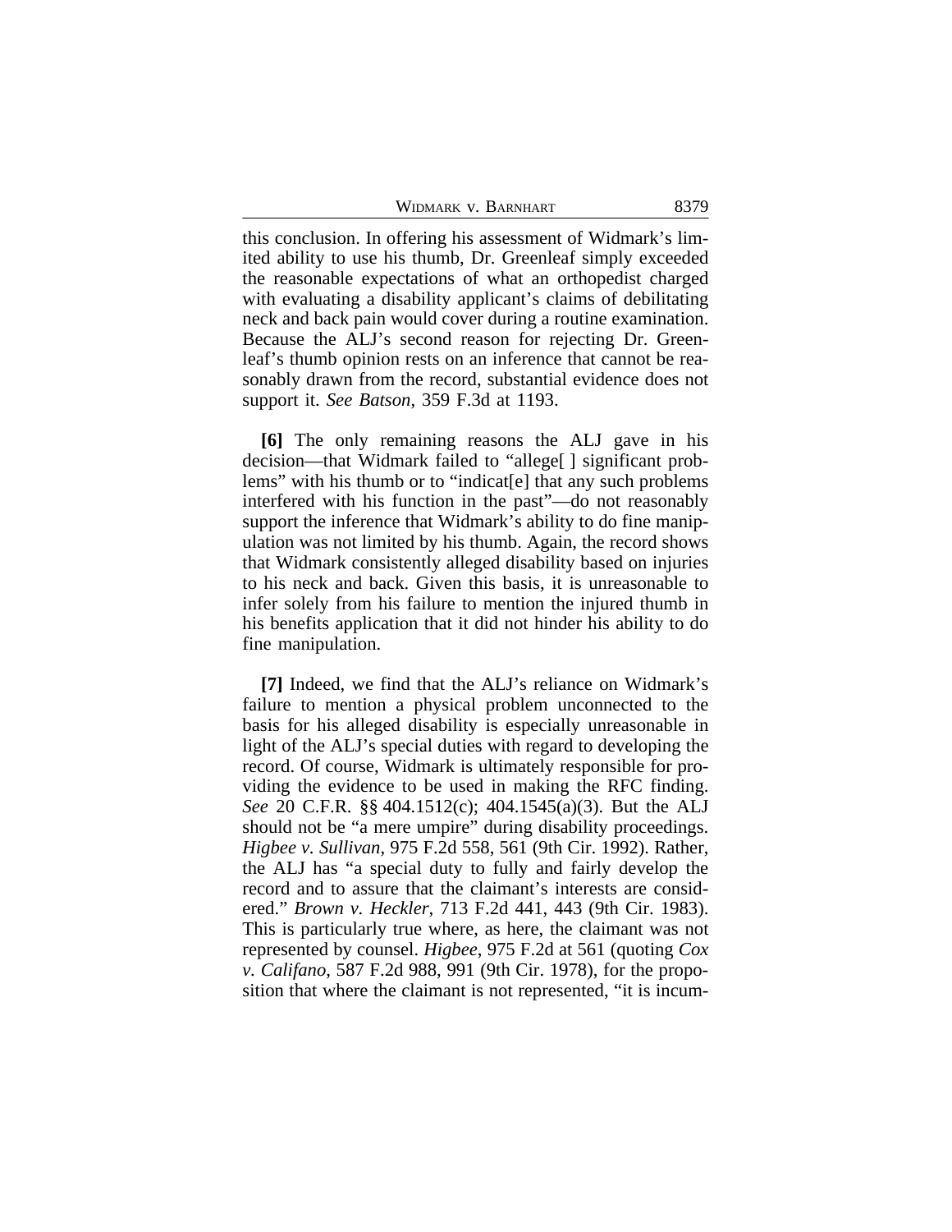this conclusion. In offering his assessment of Widmark's limited ability to use his thumb, Dr. Greenleaf simply exceeded the reasonable expectations of what an orthopedist charged with evaluating a disability applicant's claims of debilitating neck and back pain would cover during a routine examination. Because the ALJ's second reason for rejecting Dr. Greenleaf's thumb opinion rests on an inference that cannot be reasonably drawn from the record, substantial evidence does not support it. *See Batson*, 359 F.3d at 1193.

**[6]** The only remaining reasons the ALJ gave in his decision—that Widmark failed to "allege[ ] significant problems" with his thumb or to "indicat[e] that any such problems interfered with his function in the past"—do not reasonably support the inference that Widmark's ability to do fine manipulation was not limited by his thumb. Again, the record shows that Widmark consistently alleged disability based on injuries to his neck and back. Given this basis, it is unreasonable to infer solely from his failure to mention the injured thumb in his benefits application that it did not hinder his ability to do fine manipulation.

**[7]** Indeed, we find that the ALJ's reliance on Widmark's failure to mention a physical problem unconnected to the basis for his alleged disability is especially unreasonable in light of the ALJ's special duties with regard to developing the record. Of course, Widmark is ultimately responsible for providing the evidence to be used in making the RFC finding. *See* 20 C.F.R. §§ 404.1512(c); 404.1545(a)(3). But the ALJ should not be "a mere umpire" during disability proceedings. *Higbee v. Sullivan*, 975 F.2d 558, 561 (9th Cir. 1992). Rather, the ALJ has "a special duty to fully and fairly develop the record and to assure that the claimant's interests are considered." *Brown v. Heckler*, 713 F.2d 441, 443 (9th Cir. 1983). This is particularly true where, as here, the claimant was not represented by counsel. *Higbee*, 975 F.2d at 561 (quoting *Cox v. Califano*, 587 F.2d 988, 991 (9th Cir. 1978), for the proposition that where the claimant is not represented, "it is incum-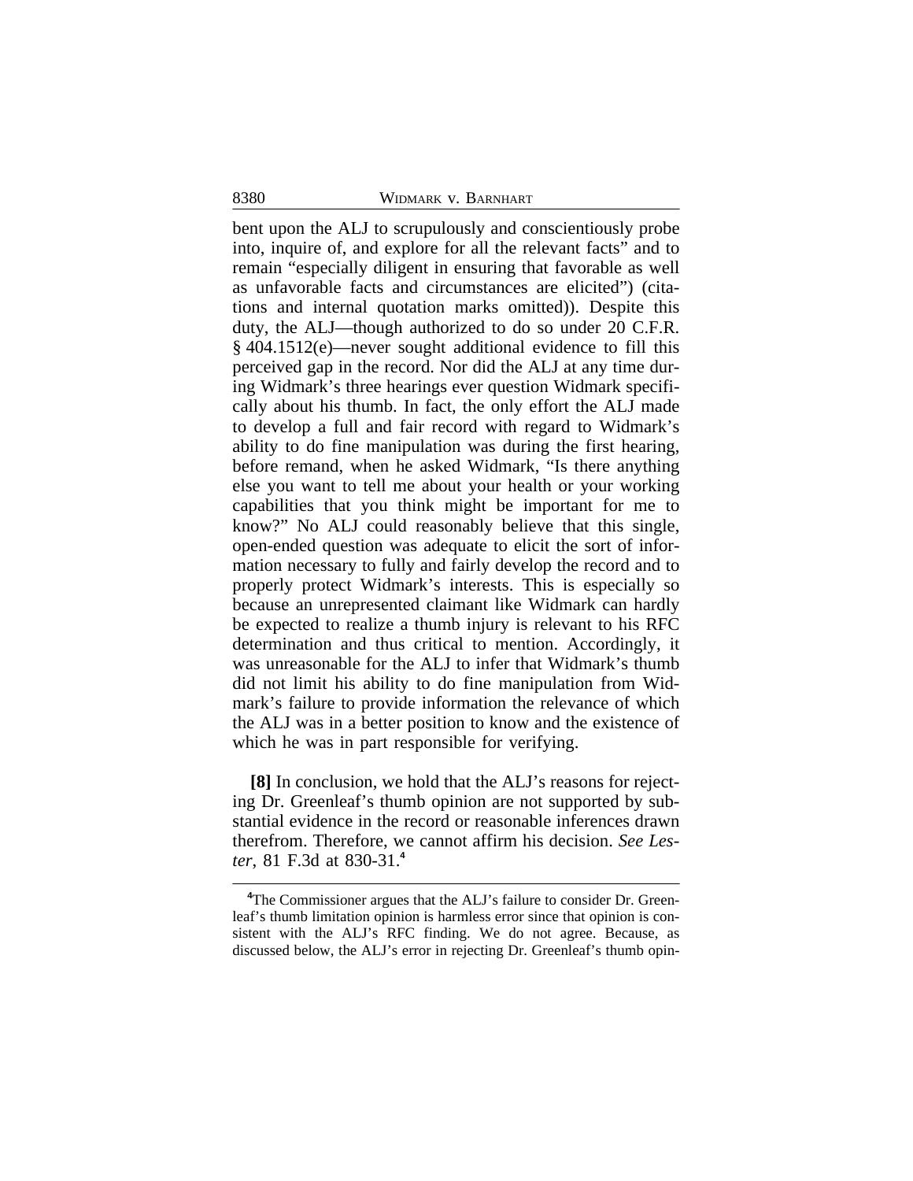bent upon the ALJ to scrupulously and conscientiously probe into, inquire of, and explore for all the relevant facts" and to remain "especially diligent in ensuring that favorable as well as unfavorable facts and circumstances are elicited") (citations and internal quotation marks omitted)). Despite this duty, the ALJ—though authorized to do so under 20 C.F.R. § 404.1512(e)—never sought additional evidence to fill this perceived gap in the record. Nor did the ALJ at any time during Widmark's three hearings ever question Widmark specifically about his thumb. In fact, the only effort the ALJ made to develop a full and fair record with regard to Widmark's ability to do fine manipulation was during the first hearing, before remand, when he asked Widmark, "Is there anything else you want to tell me about your health or your working capabilities that you think might be important for me to know?" No ALJ could reasonably believe that this single, open-ended question was adequate to elicit the sort of information necessary to fully and fairly develop the record and to properly protect Widmark's interests. This is especially so because an unrepresented claimant like Widmark can hardly be expected to realize a thumb injury is relevant to his RFC determination and thus critical to mention. Accordingly, it was unreasonable for the ALJ to infer that Widmark's thumb did not limit his ability to do fine manipulation from Widmark's failure to provide information the relevance of which the ALJ was in a better position to know and the existence of which he was in part responsible for verifying.

**[8]** In conclusion, we hold that the ALJ's reasons for rejecting Dr. Greenleaf's thumb opinion are not supported by substantial evidence in the record or reasonable inferences drawn therefrom. Therefore, we cannot affirm his decision. *See Lester*, 81 F.3d at 830-31.[4]

[4]The Commissioner argues that the ALJ's failure to consider Dr. Greenleaf's thumb limitation opinion is harmless error since that opinion is consistent with the ALJ's RFC finding. We do not agree. Because, as discussed below, the ALJ's error in rejecting Dr. Greenleaf's thumb opin-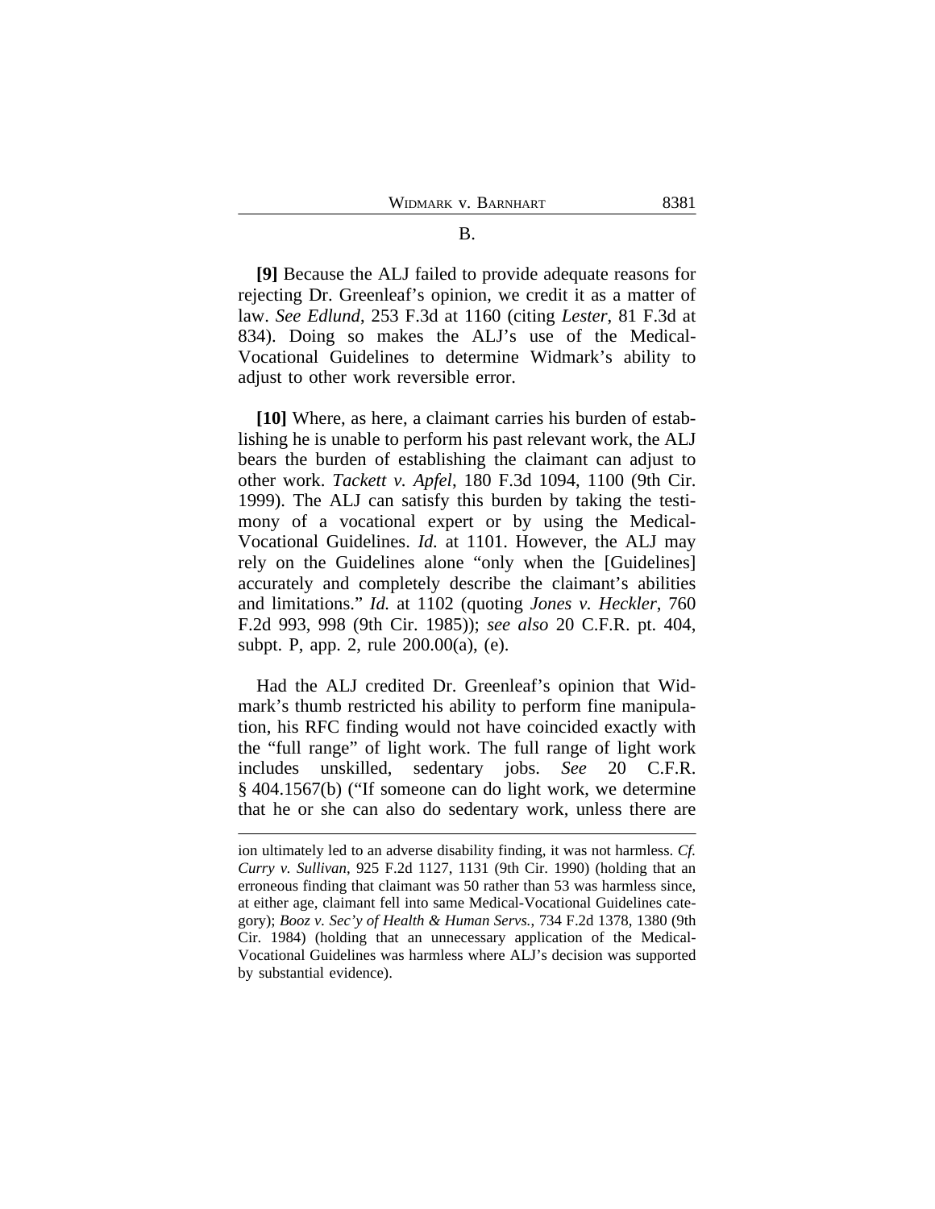B.

**[9]** Because the ALJ failed to provide adequate reasons for rejecting Dr. Greenleaf's opinion, we credit it as a matter of law. *See Edlund*, 253 F.3d at 1160 (citing *Lester*, 81 F.3d at 834). Doing so makes the ALJ's use of the Medical-Vocational Guidelines to determine Widmark's ability to adjust to other work reversible error.

**[10]** Where, as here, a claimant carries his burden of establishing he is unable to perform his past relevant work, the ALJ bears the burden of establishing the claimant can adjust to other work. *Tackett v. Apfel*, 180 F.3d 1094, 1100 (9th Cir. 1999). The ALJ can satisfy this burden by taking the testimony of a vocational expert or by using the Medical-Vocational Guidelines. *Id.* at 1101. However, the ALJ may rely on the Guidelines alone "only when the [Guidelines] accurately and completely describe the claimant's abilities and limitations." *Id.* at 1102 (quoting *Jones v. Heckler*, 760 F.2d 993, 998 (9th Cir. 1985)); *see also* 20 C.F.R. pt. 404, subpt. P, app. 2, rule 200.00(a), (e).

Had the ALJ credited Dr. Greenleaf's opinion that Widmark's thumb restricted his ability to perform fine manipulation, his RFC finding would not have coincided exactly with the "full range" of light work. The full range of light work includes unskilled, sedentary jobs. *See* 20 C.F.R. § 404.1567(b) ("If someone can do light work, we determine that he or she can also do sedentary work, unless there are

---

ion ultimately led to an adverse disability finding, it was not harmless. *Cf. Curry v. Sullivan*, 925 F.2d 1127, 1131 (9th Cir. 1990) (holding that an erroneous finding that claimant was 50 rather than 53 was harmless since, at either age, claimant fell into same Medical-Vocational Guidelines category); *Booz v. Sec'y of Health & Human Servs.*, 734 F.2d 1378, 1380 (9th Cir. 1984) (holding that an unnecessary application of the Medical-Vocational Guidelines was harmless where ALJ's decision was supported by substantial evidence).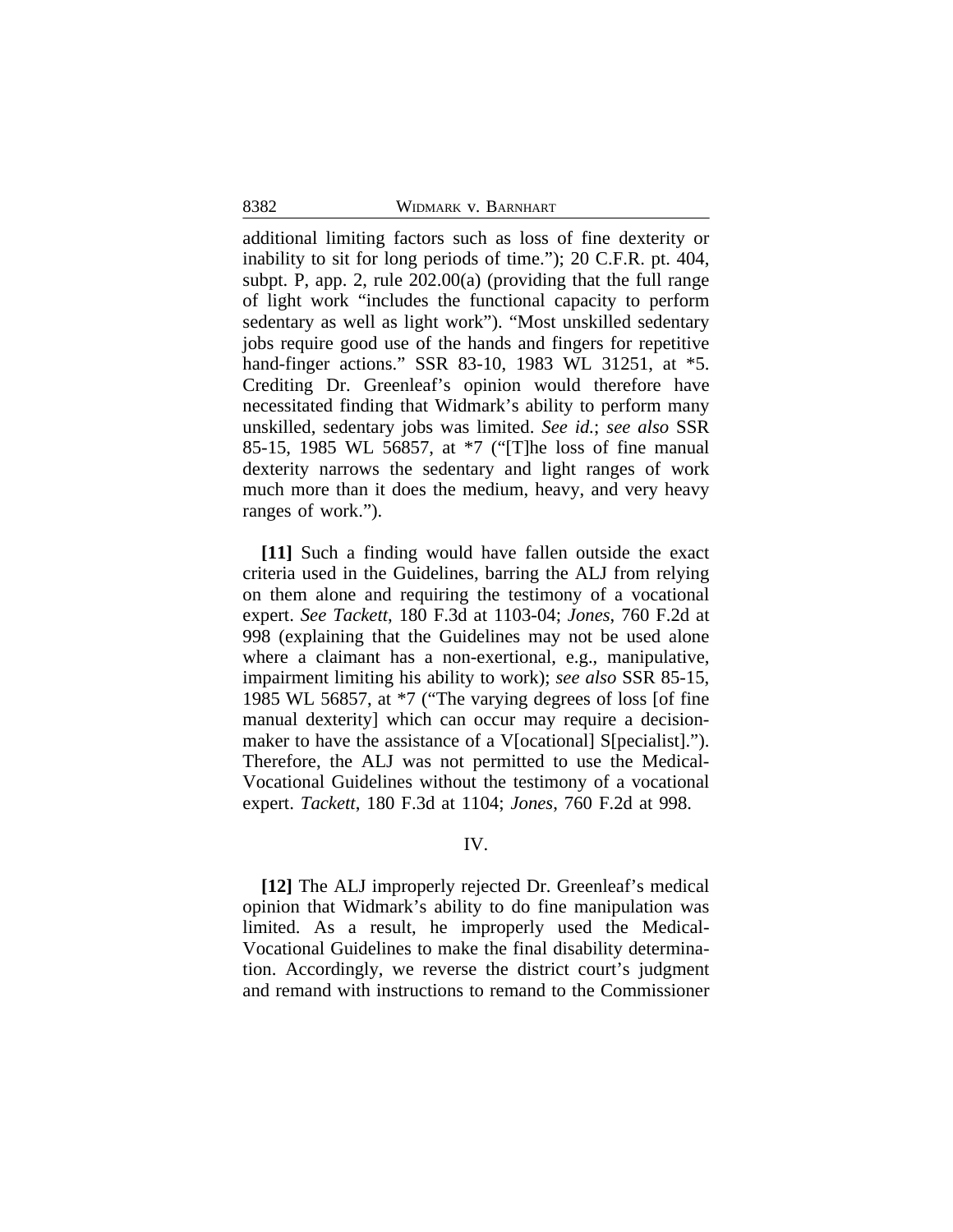additional limiting factors such as loss of fine dexterity or inability to sit for long periods of time."); 20 C.F.R. pt. 404, subpt. P, app. 2, rule 202.00(a) (providing that the full range of light work "includes the functional capacity to perform sedentary as well as light work"). "Most unskilled sedentary jobs require good use of the hands and fingers for repetitive hand-finger actions." SSR 83-10, 1983 WL 31251, at *5. Crediting Dr. Greenleaf's opinion would therefore have necessitated finding that Widmark's ability to perform many unskilled, sedentary jobs was limited. *See id.*; *see also* SSR 85-15, 1985 WL 56857, at *7 ("[T]he loss of fine manual dexterity narrows the sedentary and light ranges of work much more than it does the medium, heavy, and very heavy ranges of work.").

**[11]** Such a finding would have fallen outside the exact criteria used in the Guidelines, barring the ALJ from relying on them alone and requiring the testimony of a vocational expert. *See Tackett*, 180 F.3d at 1103-04; *Jones*, 760 F.2d at 998 (explaining that the Guidelines may not be used alone where a claimant has a non-exertional, e.g., manipulative, impairment limiting his ability to work); *see also* SSR 85-15, 1985 WL 56857, at *7 ("The varying degrees of loss [of fine manual dexterity] which can occur may require a decision-maker to have the assistance of a V[ocational] S[pecialist]."). Therefore, the ALJ was not permitted to use the Medical-Vocational Guidelines without the testimony of a vocational expert. *Tackett*, 180 F.3d at 1104; *Jones*, 760 F.2d at 998.

## IV.

**[12]** The ALJ improperly rejected Dr. Greenleaf's medical opinion that Widmark's ability to do fine manipulation was limited. As a result, he improperly used the Medical-Vocational Guidelines to make the final disability determination. Accordingly, we reverse the district court's judgment and remand with instructions to remand to the Commissioner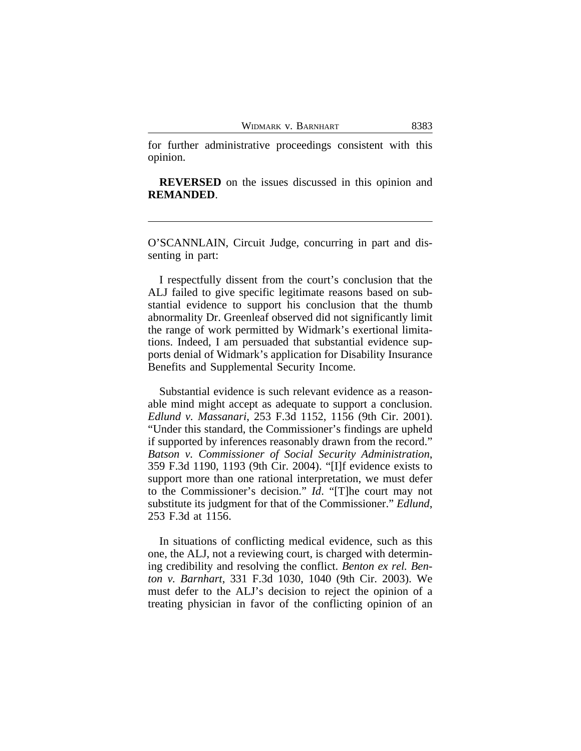for further administrative proceedings consistent with this opinion.

**REVERSED** on the issues discussed in this opinion and **REMANDED**.

---

O'SCANNLAIN, Circuit Judge, concurring in part and dissenting in part:

I respectfully dissent from the court's conclusion that the ALJ failed to give specific legitimate reasons based on substantial evidence to support his conclusion that the thumb abnormality Dr. Greenleaf observed did not significantly limit the range of work permitted by Widmark's exertional limitations. Indeed, I am persuaded that substantial evidence supports denial of Widmark's application for Disability Insurance Benefits and Supplemental Security Income.

Substantial evidence is such relevant evidence as a reasonable mind might accept as adequate to support a conclusion. *Edlund v. Massanari*, 253 F.3d 1152, 1156 (9th Cir. 2001). "Under this standard, the Commissioner's findings are upheld if supported by inferences reasonably drawn from the record." *Batson v. Commissioner of Social Security Administration*, 359 F.3d 1190, 1193 (9th Cir. 2004). "[I]f evidence exists to support more than one rational interpretation, we must defer to the Commissioner's decision." *Id*. "[T]he court may not substitute its judgment for that of the Commissioner." *Edlund*, 253 F.3d at 1156.

In situations of conflicting medical evidence, such as this one, the ALJ, not a reviewing court, is charged with determining credibility and resolving the conflict. *Benton ex rel. Benton v. Barnhart*, 331 F.3d 1030, 1040 (9th Cir. 2003). We must defer to the ALJ's decision to reject the opinion of a treating physician in favor of the conflicting opinion of an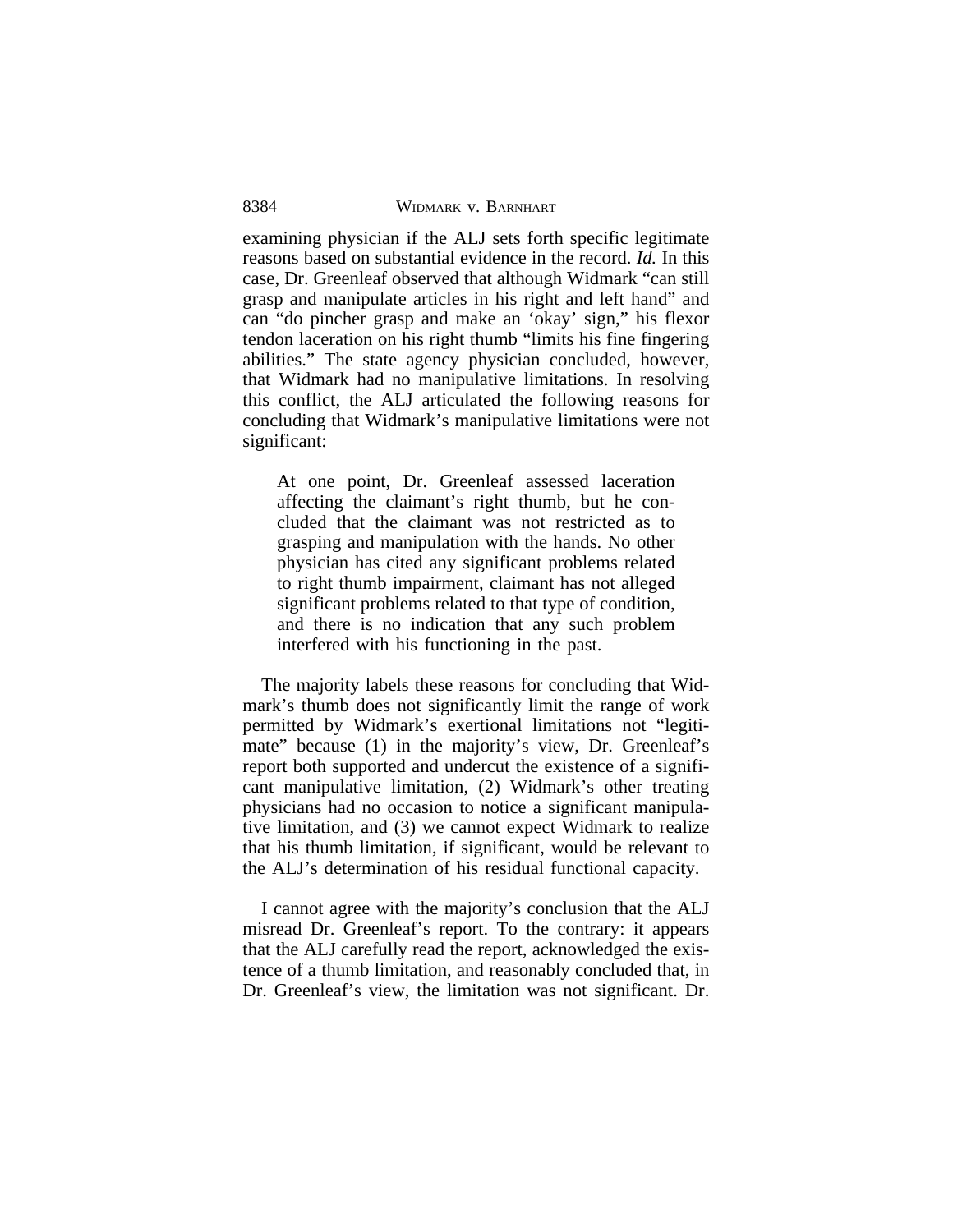examining physician if the ALJ sets forth specific legitimate reasons based on substantial evidence in the record. *Id.* In this case, Dr. Greenleaf observed that although Widmark "can still grasp and manipulate articles in his right and left hand" and can "do pincher grasp and make an 'okay' sign," his flexor tendon laceration on his right thumb "limits his fine fingering abilities." The state agency physician concluded, however, that Widmark had no manipulative limitations. In resolving this conflict, the ALJ articulated the following reasons for concluding that Widmark's manipulative limitations were not significant:

> At one point, Dr. Greenleaf assessed laceration affecting the claimant's right thumb, but he concluded that the claimant was not restricted as to grasping and manipulation with the hands. No other physician has cited any significant problems related to right thumb impairment, claimant has not alleged significant problems related to that type of condition, and there is no indication that any such problem interfered with his functioning in the past.

The majority labels these reasons for concluding that Widmark's thumb does not significantly limit the range of work permitted by Widmark's exertional limitations not "legitimate" because (1) in the majority's view, Dr. Greenleaf's report both supported and undercut the existence of a significant manipulative limitation, (2) Widmark's other treating physicians had no occasion to notice a significant manipulative limitation, and (3) we cannot expect Widmark to realize that his thumb limitation, if significant, would be relevant to the ALJ's determination of his residual functional capacity.

I cannot agree with the majority's conclusion that the ALJ misread Dr. Greenleaf's report. To the contrary: it appears that the ALJ carefully read the report, acknowledged the existence of a thumb limitation, and reasonably concluded that, in Dr. Greenleaf's view, the limitation was not significant. Dr.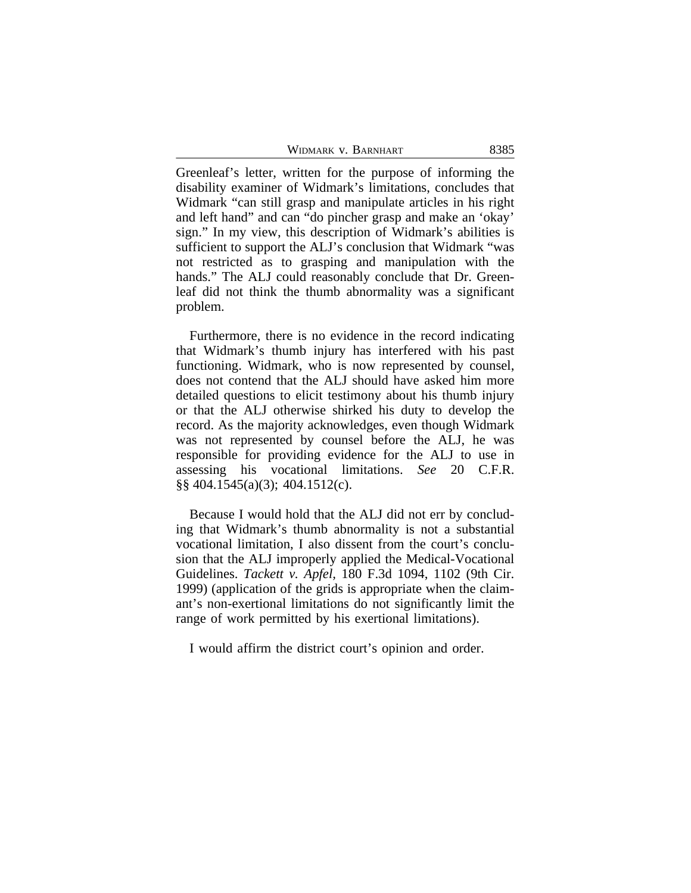Greenleaf's letter, written for the purpose of informing the disability examiner of Widmark's limitations, concludes that Widmark "can still grasp and manipulate articles in his right and left hand" and can "do pincher grasp and make an 'okay' sign." In my view, this description of Widmark's abilities is sufficient to support the ALJ's conclusion that Widmark "was not restricted as to grasping and manipulation with the hands." The ALJ could reasonably conclude that Dr. Greenleaf did not think the thumb abnormality was a significant problem.

Furthermore, there is no evidence in the record indicating that Widmark's thumb injury has interfered with his past functioning. Widmark, who is now represented by counsel, does not contend that the ALJ should have asked him more detailed questions to elicit testimony about his thumb injury or that the ALJ otherwise shirked his duty to develop the record. As the majority acknowledges, even though Widmark was not represented by counsel before the ALJ, he was responsible for providing evidence for the ALJ to use in assessing his vocational limitations. *See* 20 C.F.R. §§ 404.1545(a)(3); 404.1512(c).

Because I would hold that the ALJ did not err by concluding that Widmark's thumb abnormality is not a substantial vocational limitation, I also dissent from the court's conclusion that the ALJ improperly applied the Medical-Vocational Guidelines. *Tackett v. Apfel*, 180 F.3d 1094, 1102 (9th Cir. 1999) (application of the grids is appropriate when the claimant's non-exertional limitations do not significantly limit the range of work permitted by his exertional limitations).

I would affirm the district court's opinion and order.